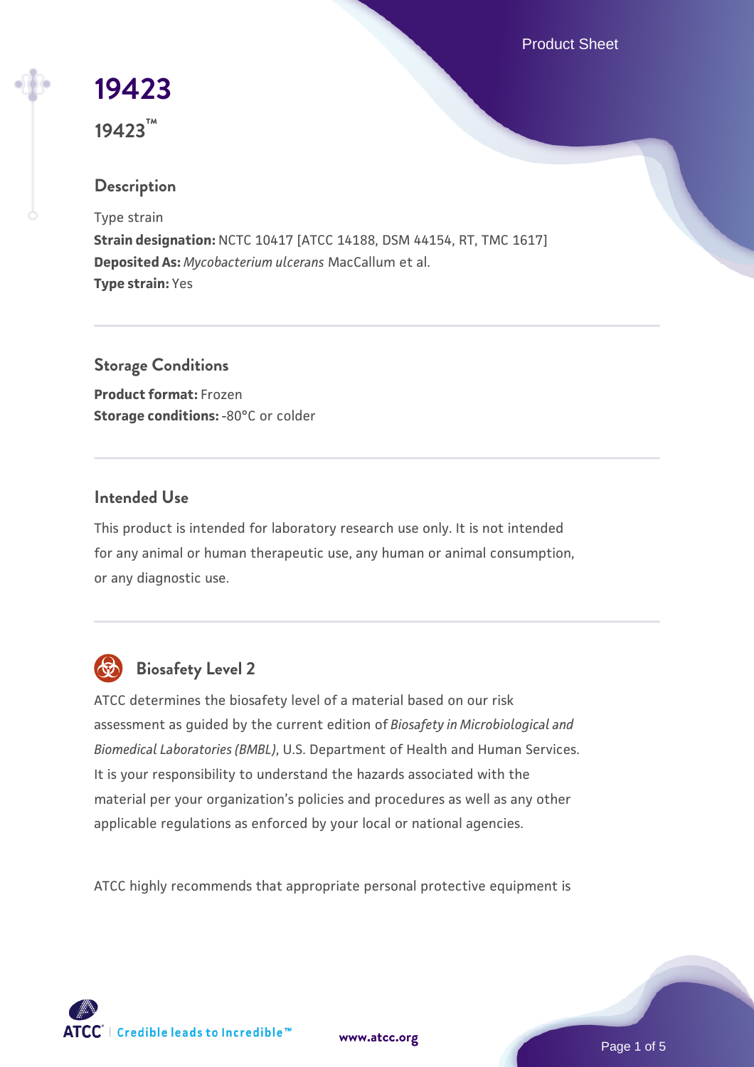# 19423

**19423™**

## Description

Type strain

**Strain designation:** NCTC 10417 [ATCC 14188, DSM 44154, RT, TMC 1617]

**Deposited As:** *Mycobacterium ulcerans* MacCallum et al.

**Type strain:** Yes

## Storage Conditions

**Product format:** Frozen

**Storage conditions:** -80°C or colder

## Intended Use

This product is intended for laboratory research use only. It is not intended for any animal or human therapeutic use, any human or animal consumption, or any diagnostic use.

## Biosafety Level 2

ATCC determines the biosafety level of a material based on our risk assessment as guided by the current edition of *Biosafety in Microbiological and Biomedical Laboratories (BMBL)*, U.S. Department of Health and Human Services. It is your responsibility to understand the hazards associated with the material per your organization's policies and procedures as well as any other applicable regulations as enforced by your local or national agencies.

ATCC highly recommends that appropriate personal protective equipment is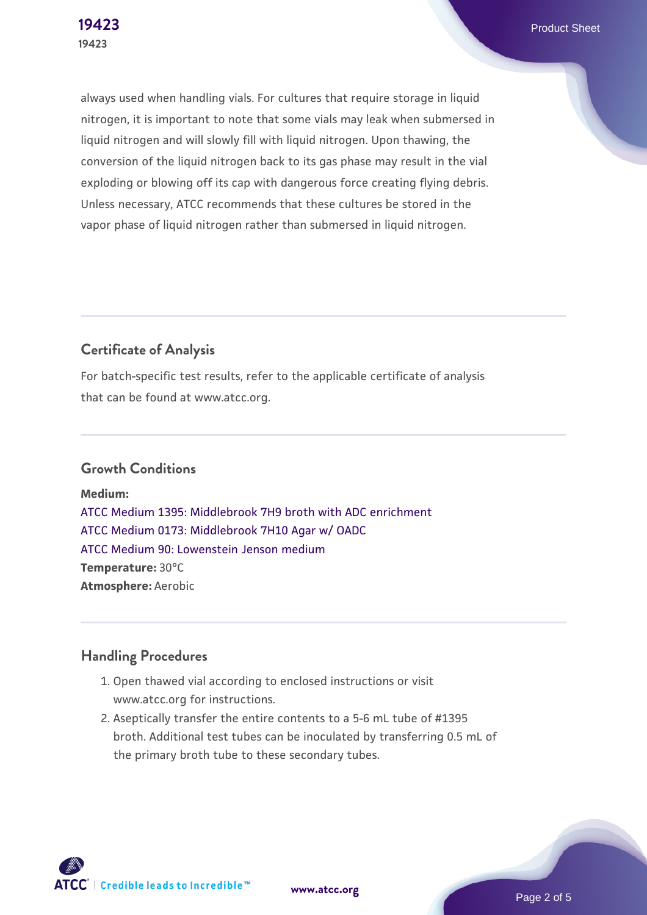always used when handling vials. For cultures that require storage in liquid nitrogen, it is important to note that some vials may leak when submersed in liquid nitrogen and will slowly fill with liquid nitrogen. Upon thawing, the conversion of the liquid nitrogen back to its gas phase may result in the vial exploding or blowing off its cap with dangerous force creating flying debris. Unless necessary, ATCC recommends that these cultures be stored in the vapor phase of liquid nitrogen rather than submersed in liquid nitrogen.

## Certificate of Analysis

For batch-specific test results, refer to the applicable certificate of analysis that can be found at www.atcc.org.

## Growth Conditions

**Medium:**
ATCC Medium 1395: Middlebrook 7H9 broth with ADC enrichment
ATCC Medium 0173: Middlebrook 7H10 Agar w/ OADC
ATCC Medium 90: Lowenstein Jenson medium
**Temperature:** 30°C
**Atmosphere:** Aerobic

## Handling Procedures

1. Open thawed vial according to enclosed instructions or visit www.atcc.org for instructions.
2. Aseptically transfer the entire contents to a 5-6 mL tube of #1395 broth. Additional test tubes can be inoculated by transferring 0.5 mL of the primary broth tube to these secondary tubes.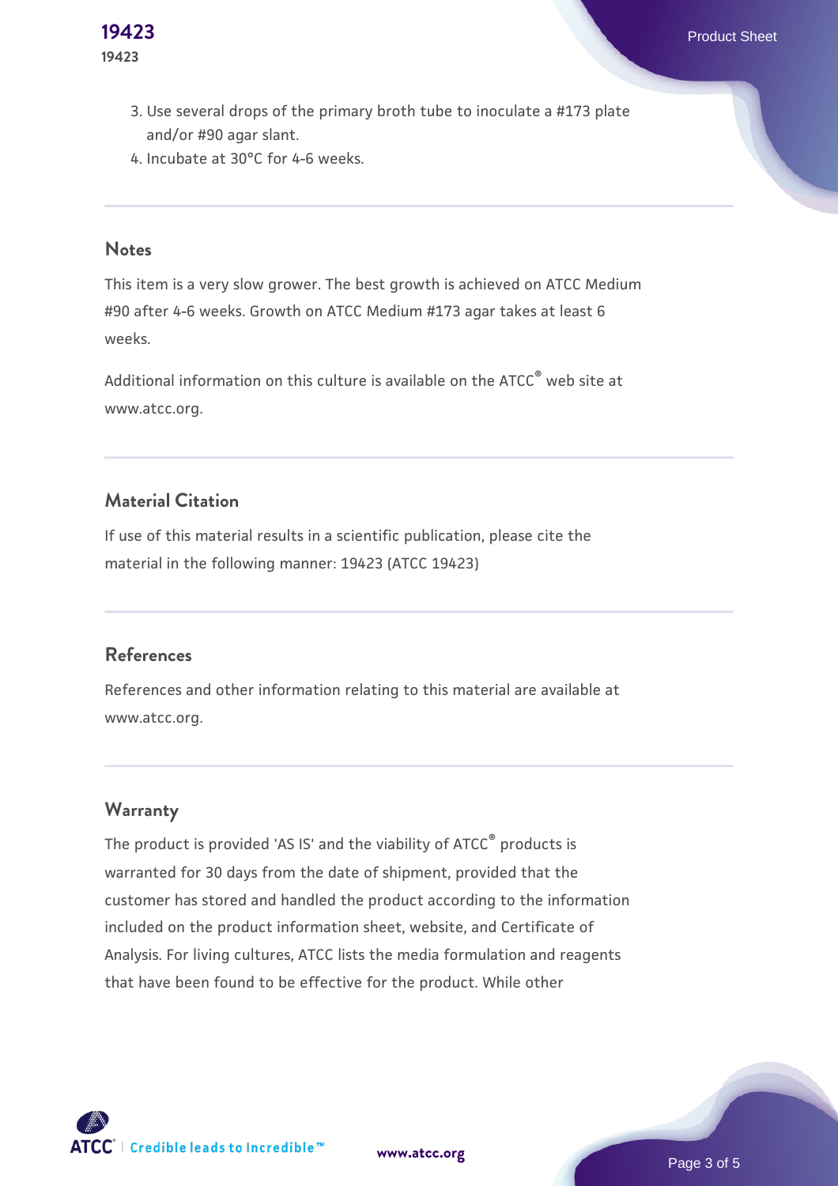3. Use several drops of the primary broth tube to inoculate a #173 plate and/or #90 agar slant.
4. Incubate at 30°C for 4-6 weeks.

## Notes

This item is a very slow grower. The best growth is achieved on ATCC Medium #90 after 4-6 weeks. Growth on ATCC Medium #173 agar takes at least 6 weeks.

Additional information on this culture is available on the ATCC® web site at www.atcc.org.

## Material Citation

If use of this material results in a scientific publication, please cite the material in the following manner: 19423 (ATCC 19423)

## References

References and other information relating to this material are available at www.atcc.org.

## Warranty

The product is provided 'AS IS' and the viability of ATCC® products is warranted for 30 days from the date of shipment, provided that the customer has stored and handled the product according to the information included on the product information sheet, website, and Certificate of Analysis. For living cultures, ATCC lists the media formulation and reagents that have been found to be effective for the product. While other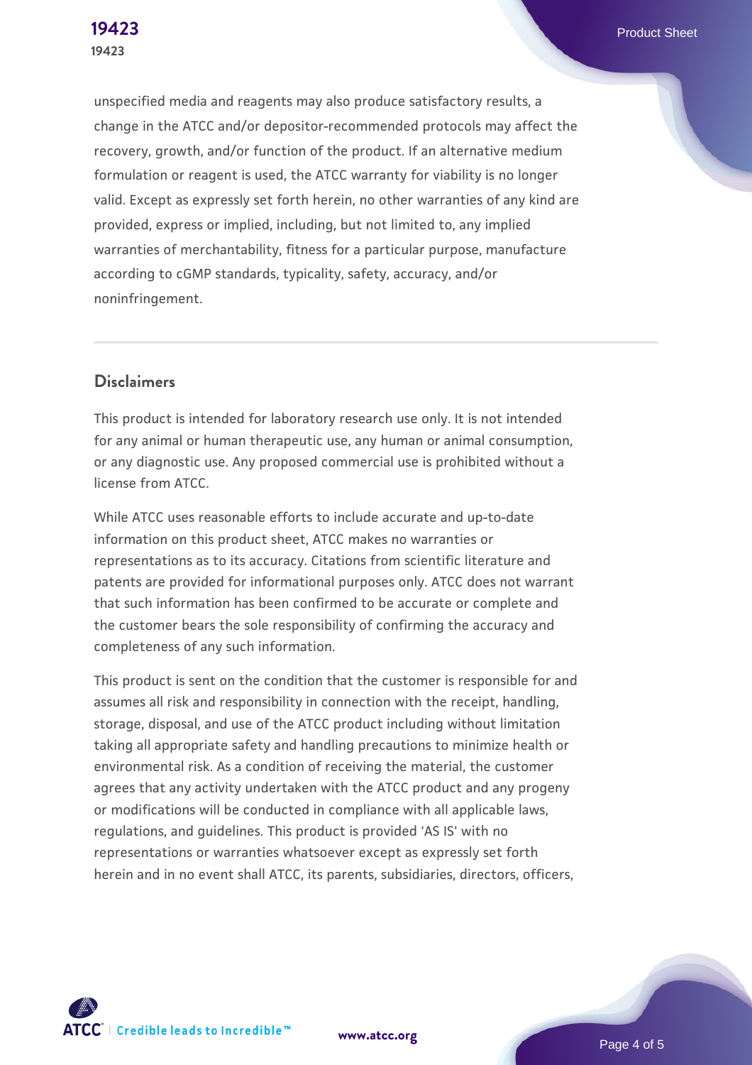unspecified media and reagents may also produce satisfactory results, a change in the ATCC and/or depositor-recommended protocols may affect the recovery, growth, and/or function of the product. If an alternative medium formulation or reagent is used, the ATCC warranty for viability is no longer valid. Except as expressly set forth herein, no other warranties of any kind are provided, express or implied, including, but not limited to, any implied warranties of merchantability, fitness for a particular purpose, manufacture according to cGMP standards, typicality, safety, accuracy, and/or noninfringement.

## Disclaimers

This product is intended for laboratory research use only. It is not intended for any animal or human therapeutic use, any human or animal consumption, or any diagnostic use. Any proposed commercial use is prohibited without a license from ATCC.

While ATCC uses reasonable efforts to include accurate and up-to-date information on this product sheet, ATCC makes no warranties or representations as to its accuracy. Citations from scientific literature and patents are provided for informational purposes only. ATCC does not warrant that such information has been confirmed to be accurate or complete and the customer bears the sole responsibility of confirming the accuracy and completeness of any such information.

This product is sent on the condition that the customer is responsible for and assumes all risk and responsibility in connection with the receipt, handling, storage, disposal, and use of the ATCC product including without limitation taking all appropriate safety and handling precautions to minimize health or environmental risk. As a condition of receiving the material, the customer agrees that any activity undertaken with the ATCC product and any progeny or modifications will be conducted in compliance with all applicable laws, regulations, and guidelines. This product is provided 'AS IS' with no representations or warranties whatsoever except as expressly set forth herein and in no event shall ATCC, its parents, subsidiaries, directors, officers,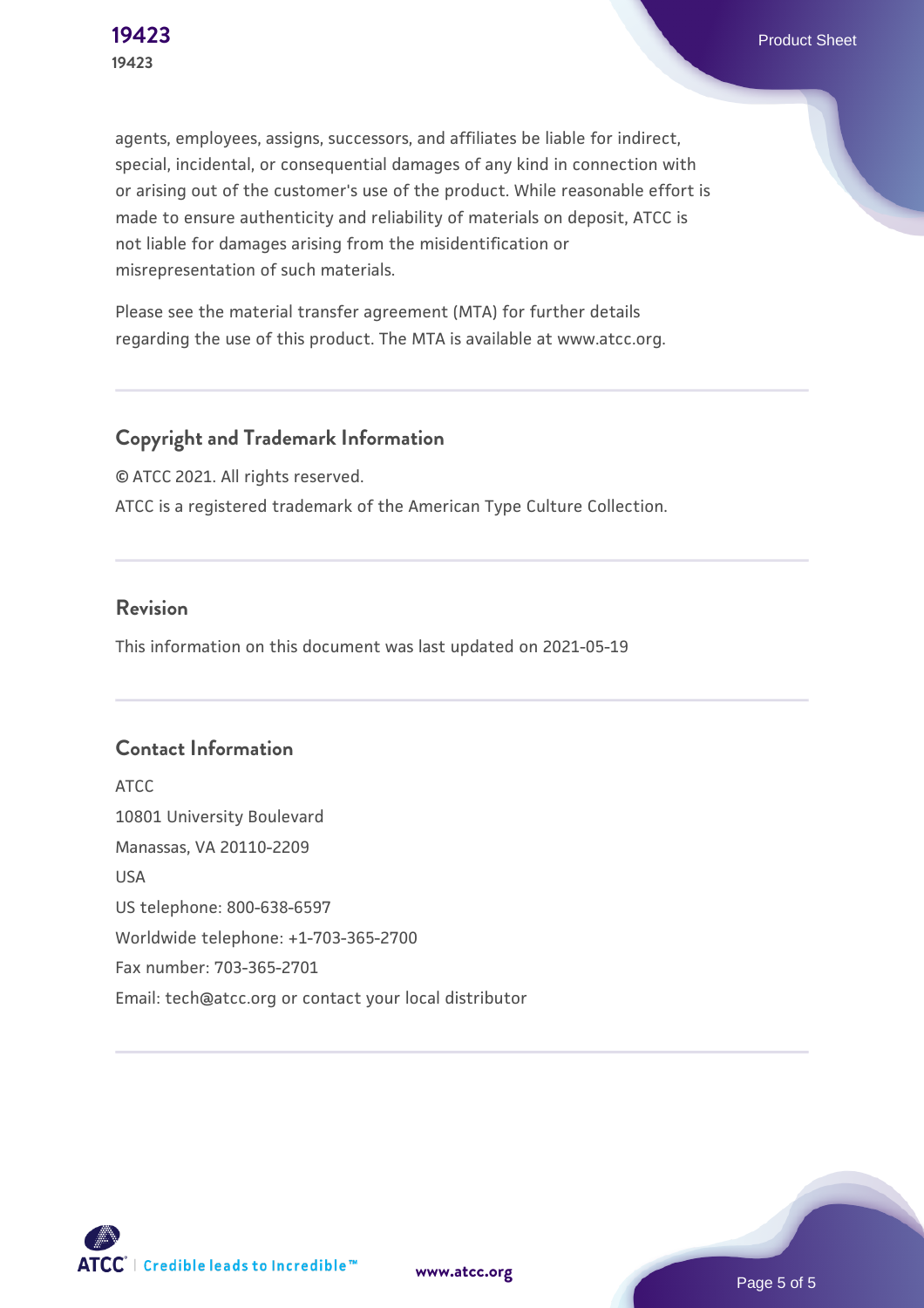agents, employees, assigns, successors, and affiliates be liable for indirect, special, incidental, or consequential damages of any kind in connection with or arising out of the customer's use of the product. While reasonable effort is made to ensure authenticity and reliability of materials on deposit, ATCC is not liable for damages arising from the misidentification or misrepresentation of such materials.

Please see the material transfer agreement (MTA) for further details regarding the use of this product. The MTA is available at www.atcc.org.

## Copyright and Trademark Information

© ATCC 2021. All rights reserved.

ATCC is a registered trademark of the American Type Culture Collection.

## Revision

This information on this document was last updated on 2021-05-19

## Contact Information

ATCC
10801 University Boulevard
Manassas, VA 20110-2209
USA
US telephone: 800-638-6597
Worldwide telephone: +1-703-365-2700
Fax number: 703-365-2701
Email: tech@atcc.org or contact your local distributor